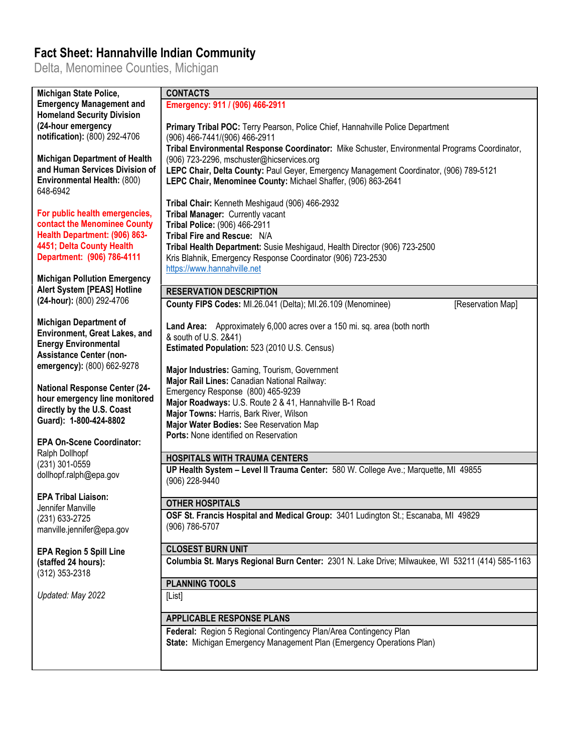# Fact Sheet: Hannahville Indian Community

Delta, Menominee Counties, Michigan

**Michigan State Police, Emergency Management and Homeland Security Division (24-hour emergency notification):** (800) 292-4706

**Michigan Department of Health and Human Services Division of Environmental Health:** (800) 648-6942

**For public health emergencies, contact the Menominee County Health Department: (906) 863-4451; Delta County Health Department: (906) 786-4111**

**Michigan Pollution Emergency Alert System [PEAS] Hotline (24-hour):** (800) 292-4706

**Michigan Department of Environment, Great Lakes, and Energy Environmental Assistance Center (non-emergency):** (800) 662-9278

**National Response Center (24-hour emergency line monitored directly by the U.S. Coast Guard): 1-800-424-8802**

**EPA On-Scene Coordinator:**
Ralph Dollhopf
(231) 301-0559
dollhopf.ralph@epa.gov

**EPA Tribal Liaison:**
Jennifer Manville
(231) 633-2725
manville.jennifer@epa.gov

**EPA Region 5 Spill Line (staffed 24 hours):**
(312) 353-2318

*Updated: May 2022*

## CONTACTS

**Emergency: 911 / (906) 466-2911**

**Primary Tribal POC:** Terry Pearson, Police Chief, Hannahville Police Department
(906) 466-7441/(906) 466-2911
**Tribal Environmental Response Coordinator:** Mike Schuster, Environmental Programs Coordinator, (906) 723-2296, mschuster@hicservices.org
**LEPC Chair, Delta County:** Paul Geyer, Emergency Management Coordinator, (906) 789-5121
**LEPC Chair, Menominee County:** Michael Shaffer, (906) 863-2641

**Tribal Chair:** Kenneth Meshigaud (906) 466-2932
**Tribal Manager:** Currently vacant
**Tribal Police:** (906) 466-2911
**Tribal Fire and Rescue:** N/A
**Tribal Health Department:** Susie Meshigaud, Health Director (906) 723-2500
Kris Blahnik, Emergency Response Coordinator (906) 723-2530
https://www.hannahville.net

## RESERVATION DESCRIPTION

**County FIPS Codes:** MI.26.041 (Delta); MI.26.109 (Menominee) [Reservation Map]

**Land Area:** Approximately 6,000 acres over a 150 mi. sq. area (both north & south of U.S. 2&41)
**Estimated Population:** 523 (2010 U.S. Census)

**Major Industries:** Gaming, Tourism, Government
**Major Rail Lines:** Canadian National Railway:
Emergency Response (800) 465-9239
**Major Roadways:** U.S. Route 2 & 41, Hannahville B-1 Road
**Major Towns:** Harris, Bark River, Wilson
**Major Water Bodies:** See Reservation Map
**Ports:** None identified on Reservation

## HOSPITALS WITH TRAUMA CENTERS

**UP Health System – Level II Trauma Center:** 580 W. College Ave.; Marquette, MI 49855
(906) 228-9440

## OTHER HOSPITALS

**OSF St. Francis Hospital and Medical Group:** 3401 Ludington St.; Escanaba, MI 49829
(906) 786-5707

## CLOSEST BURN UNIT

**Columbia St. Marys Regional Burn Center:** 2301 N. Lake Drive; Milwaukee, WI 53211 (414) 585-1163

## PLANNING TOOLS

[List]

## APPLICABLE RESPONSE PLANS

**Federal:** Region 5 Regional Contingency Plan/Area Contingency Plan
**State:** Michigan Emergency Management Plan (Emergency Operations Plan)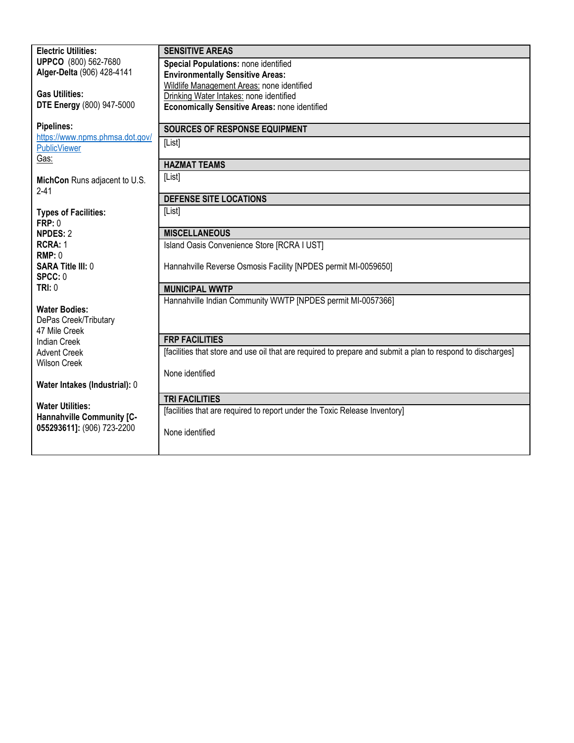| | |
|---|---|
| **Electric Utilities:**<br>**UPPCO** (800) 562-7680<br>**Alger-Delta** (906) 428-4141<br><br>**Gas Utilities:**<br>**DTE Energy** (800) 947-5000<br><br>**Pipelines:**<br>https://www.npms.phmsa.dot.gov/PublicViewer<br>Gas:<br><br>**MichCon** Runs adjacent to U.S. 2-41<br><br>**Types of Facilities:**<br>**FRP:** 0<br>**NPDES:** 2<br>**RCRA:** 1<br>**RMP:** 0<br>**SARA Title III:** 0<br>**SPCC:** 0<br>**TRI:** 0<br><br>**Water Bodies:**<br>DePas Creek/Tributary<br>47 Mile Creek<br>Indian Creek<br>Advent Creek<br>Wilson Creek<br><br>**Water Intakes (Industrial):** 0<br><br>**Water Utilities:**<br>**Hannahville Community [C-055293611]:** (906) 723-2200 | **SENSITIVE AREAS**<br>**Special Populations:** none identified<br>**Environmentally Sensitive Areas:**<br>Wildlife Management Areas: none identified<br>Drinking Water Intakes: none identified<br>**Economically Sensitive Areas:** none identified<br><br>**SOURCES OF RESPONSE EQUIPMENT**<br>[List]<br><br>**HAZMAT TEAMS**<br>[List]<br><br>**DEFENSE SITE LOCATIONS**<br>[List]<br><br>**MISCELLANEOUS**<br>Island Oasis Convenience Store [RCRA I UST]<br><br>Hannahville Reverse Osmosis Facility [NPDES permit MI-0059650]<br><br>**MUNICIPAL WWTP**<br>Hannahville Indian Community WWTP [NPDES permit MI-0057366]<br><br>**FRP FACILITIES**<br>[facilities that store and use oil that are required to prepare and submit a plan to respond to discharges]<br><br>None identified<br><br>**TRI FACILITIES**<br>[facilities that are required to report under the Toxic Release Inventory]<br><br>None identified |